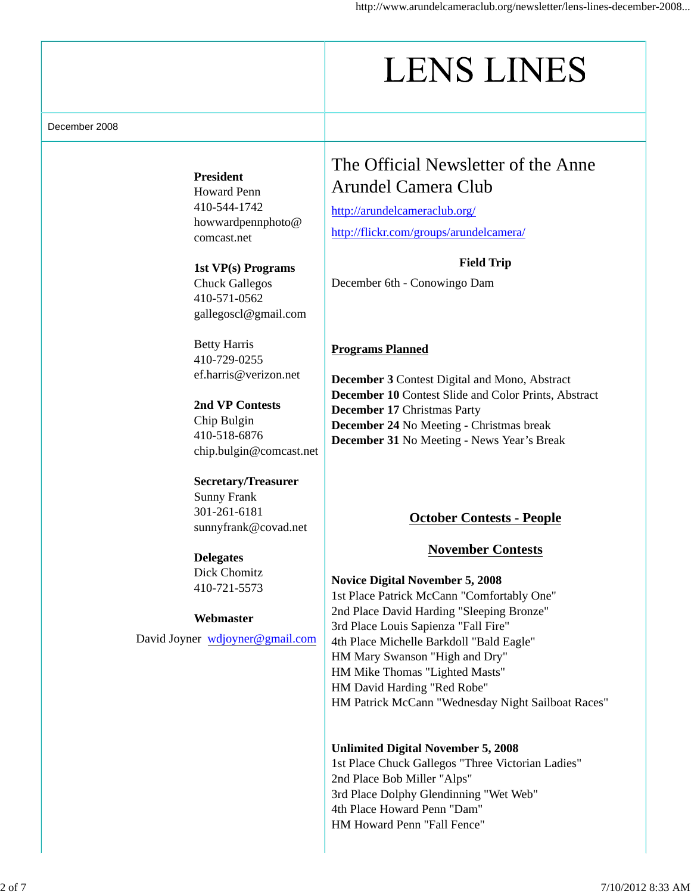# LENS LINES

December 2008

**President**
Howard Penn
410-544-1742
howwardpennphoto@
comcast.net

**1st VP(s) Programs**
Chuck Gallegos
410-571-0562
gallegoscl@gmail.com

Betty Harris
410-729-0255
ef.harris@verizon.net

**2nd VP Contests**
Chip Bulgin
410-518-6876
chip.bulgin@comcast.net

**Secretary/Treasurer**
Sunny Frank
301-261-6181
sunnyfrank@covad.net

**Delegates**
Dick Chomitz
410-721-5573

**Webmaster**
David Joyner wdjoyner@gmail.com

## The Official Newsletter of the Anne Arundel Camera Club

http://arundelcameraclub.org/

http://flickr.com/groups/arundelcamera/

**Field Trip**

December 6th - Conowingo Dam

**Programs Planned**

**December 3** Contest Digital and Mono, Abstract
**December 10** Contest Slide and Color Prints, Abstract
**December 17** Christmas Party
**December 24** No Meeting - Christmas break
**December 31** No Meeting - News Year's Break

**October Contests - People**

**November Contests**

**Novice Digital November 5, 2008**
1st Place Patrick McCann "Comfortably One"
2nd Place David Harding "Sleeping Bronze"
3rd Place Louis Sapienza "Fall Fire"
4th Place Michelle Barkdoll "Bald Eagle"
HM Mary Swanson "High and Dry"
HM Mike Thomas "Lighted Masts"
HM David Harding "Red Robe"
HM Patrick McCann "Wednesday Night Sailboat Races"

**Unlimited Digital November 5, 2008**
1st Place Chuck Gallegos "Three Victorian Ladies"
2nd Place Bob Miller "Alps"
3rd Place Dolphy Glendinning "Wet Web"
4th Place Howard Penn "Dam"
HM Howard Penn "Fall Fence"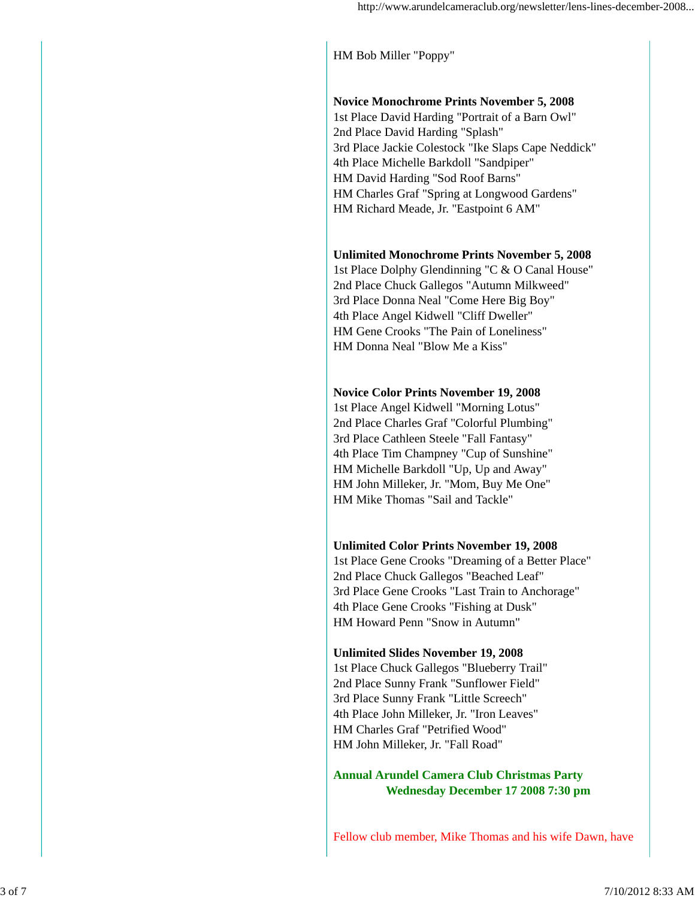HM Bob Miller "Poppy"

**Novice Monochrome Prints November 5, 2008**
1st Place David Harding "Portrait of a Barn Owl"
2nd Place David Harding "Splash"
3rd Place Jackie Colestock "Ike Slaps Cape Neddick"
4th Place Michelle Barkdoll "Sandpiper"
HM David Harding "Sod Roof Barns"
HM Charles Graf "Spring at Longwood Gardens"
HM Richard Meade, Jr. "Eastpoint 6 AM"

**Unlimited Monochrome Prints November 5, 2008**
1st Place Dolphy Glendinning "C & O Canal House"
2nd Place Chuck Gallegos "Autumn Milkweed"
3rd Place Donna Neal "Come Here Big Boy"
4th Place Angel Kidwell "Cliff Dweller"
HM Gene Crooks "The Pain of Loneliness"
HM Donna Neal "Blow Me a Kiss"

**Novice Color Prints November 19, 2008**
1st Place Angel Kidwell "Morning Lotus"
2nd Place Charles Graf "Colorful Plumbing"
3rd Place Cathleen Steele "Fall Fantasy"
4th Place Tim Champney "Cup of Sunshine"
HM Michelle Barkdoll "Up, Up and Away"
HM John Milleker, Jr. "Mom, Buy Me One"
HM Mike Thomas "Sail and Tackle"

**Unlimited Color Prints November 19, 2008**
1st Place Gene Crooks "Dreaming of a Better Place"
2nd Place Chuck Gallegos "Beached Leaf"
3rd Place Gene Crooks "Last Train to Anchorage"
4th Place Gene Crooks "Fishing at Dusk"
HM Howard Penn "Snow in Autumn"

**Unlimited Slides November 19, 2008**
1st Place Chuck Gallegos "Blueberry Trail"
2nd Place Sunny Frank "Sunflower Field"
3rd Place Sunny Frank "Little Screech"
4th Place John Milleker, Jr. "Iron Leaves"
HM Charles Graf "Petrified Wood"
HM John Milleker, Jr. "Fall Road"

**Annual Arundel Camera Club Christmas Party**
**Wednesday December 17 2008 7:30 pm**

Fellow club member, Mike Thomas and his wife Dawn, have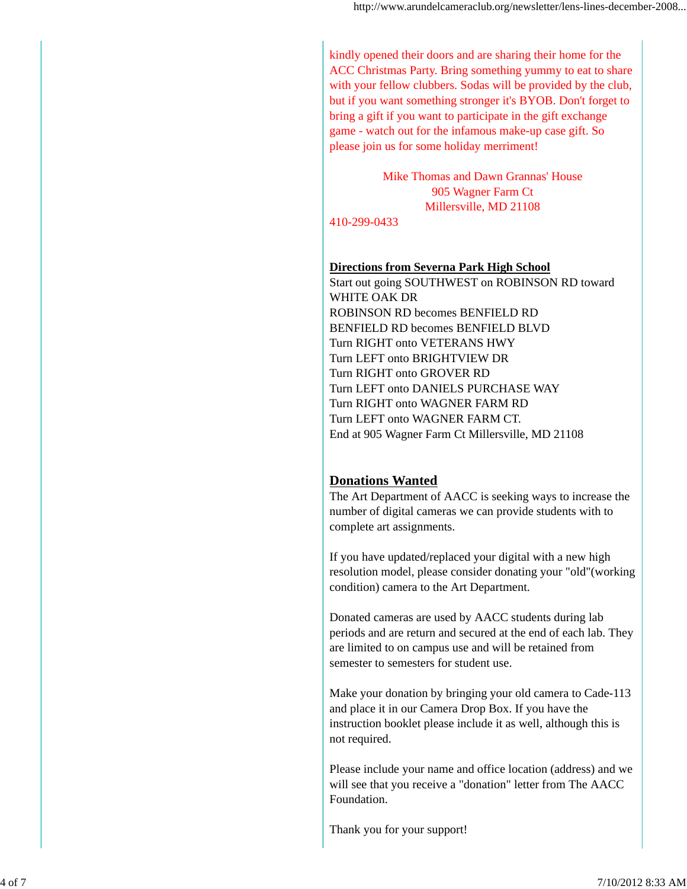kindly opened their doors and are sharing their home for the ACC Christmas Party. Bring something yummy to eat to share with your fellow clubbers. Sodas will be provided by the club, but if you want something stronger it's BYOB. Don't forget to bring a gift if you want to participate in the gift exchange game - watch out for the infamous make-up case gift. So please join us for some holiday merriment!

Mike Thomas and Dawn Grannas' House
905 Wagner Farm Ct
Millersville, MD 21108

410-299-0433

**Directions from Severna Park High School**

Start out going SOUTHWEST on ROBINSON RD toward WHITE OAK DR
ROBINSON RD becomes BENFIELD RD
BENFIELD RD becomes BENFIELD BLVD
Turn RIGHT onto VETERANS HWY
Turn LEFT onto BRIGHTVIEW DR
Turn RIGHT onto GROVER RD
Turn LEFT onto DANIELS PURCHASE WAY
Turn RIGHT onto WAGNER FARM RD
Turn LEFT onto WAGNER FARM CT.
End at 905 Wagner Farm Ct Millersville, MD 21108

## Donations Wanted

The Art Department of AACC is seeking ways to increase the number of digital cameras we can provide students with to complete art assignments.

If you have updated/replaced your digital with a new high resolution model, please consider donating your "old"(working condition) camera to the Art Department.

Donated cameras are used by AACC students during lab periods and are return and secured at the end of each lab. They are limited to on campus use and will be retained from semester to semesters for student use.

Make your donation by bringing your old camera to Cade-113 and place it in our Camera Drop Box. If you have the instruction booklet please include it as well, although this is not required.

Please include your name and office location (address) and we will see that you receive a "donation" letter from The AACC Foundation.

Thank you for your support!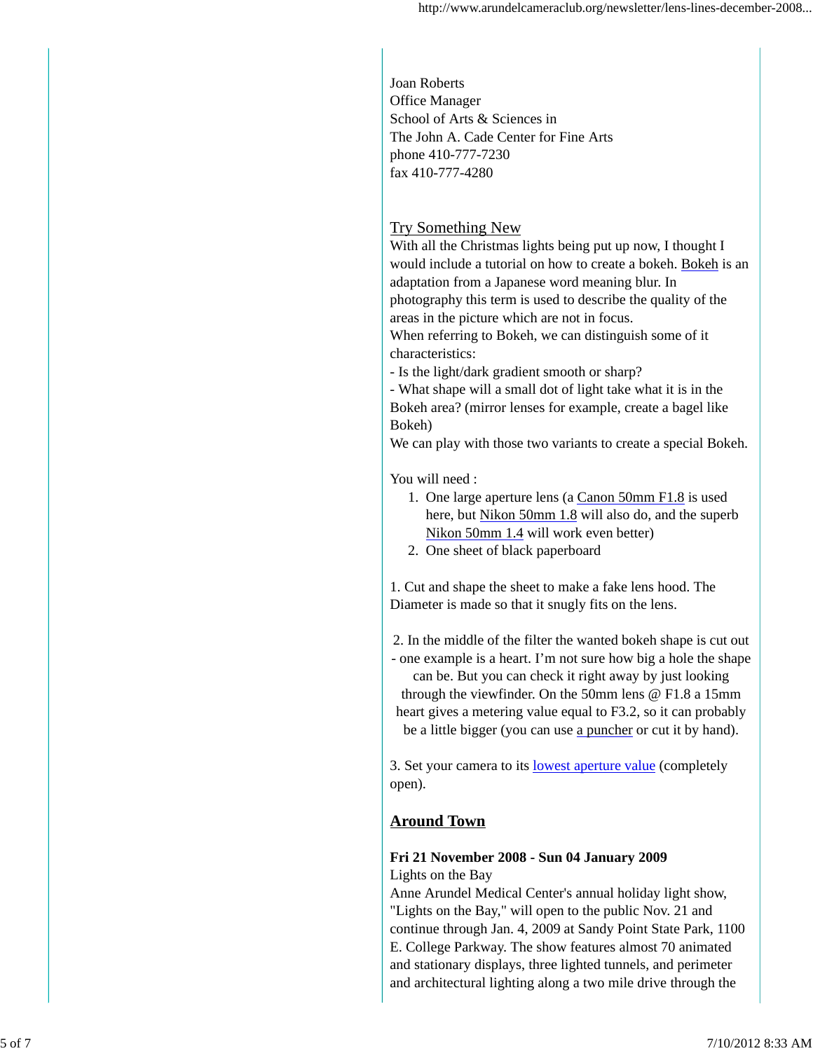Joan Roberts
Office Manager
School of Arts & Sciences in
The John A. Cade Center for Fine Arts
phone 410-777-7230
fax 410-777-4280

## Try Something New

With all the Christmas lights being put up now, I thought I would include a tutorial on how to create a bokeh. Bokeh is an adaptation from a Japanese word meaning blur. In photography this term is used to describe the quality of the areas in the picture which are not in focus.

When referring to Bokeh, we can distinguish some of it characteristics:

- Is the light/dark gradient smooth or sharp?
- What shape will a small dot of light take what it is in the Bokeh area? (mirror lenses for example, create a bagel like Bokeh)

We can play with those two variants to create a special Bokeh.

You will need :

1. One large aperture lens (a Canon 50mm F1.8 is used here, but Nikon 50mm 1.8 will also do, and the superb Nikon 50mm 1.4 will work even better)
2. One sheet of black paperboard

1. Cut and shape the sheet to make a fake lens hood. The Diameter is made so that it snugly fits on the lens.

2. In the middle of the filter the wanted bokeh shape is cut out - one example is a heart. I'm not sure how big a hole the shape can be. But you can check it right away by just looking through the viewfinder. On the 50mm lens @ F1.8 a 15mm heart gives a metering value equal to F3.2, so it can probably be a little bigger (you can use a puncher or cut it by hand).

3. Set your camera to its lowest aperture value (completely open).

## Around Town

**Fri 21 November 2008 - Sun 04 January 2009**
Lights on the Bay
Anne Arundel Medical Center's annual holiday light show, "Lights on the Bay," will open to the public Nov. 21 and continue through Jan. 4, 2009 at Sandy Point State Park, 1100 E. College Parkway. The show features almost 70 animated and stationary displays, three lighted tunnels, and perimeter and architectural lighting along a two mile drive through the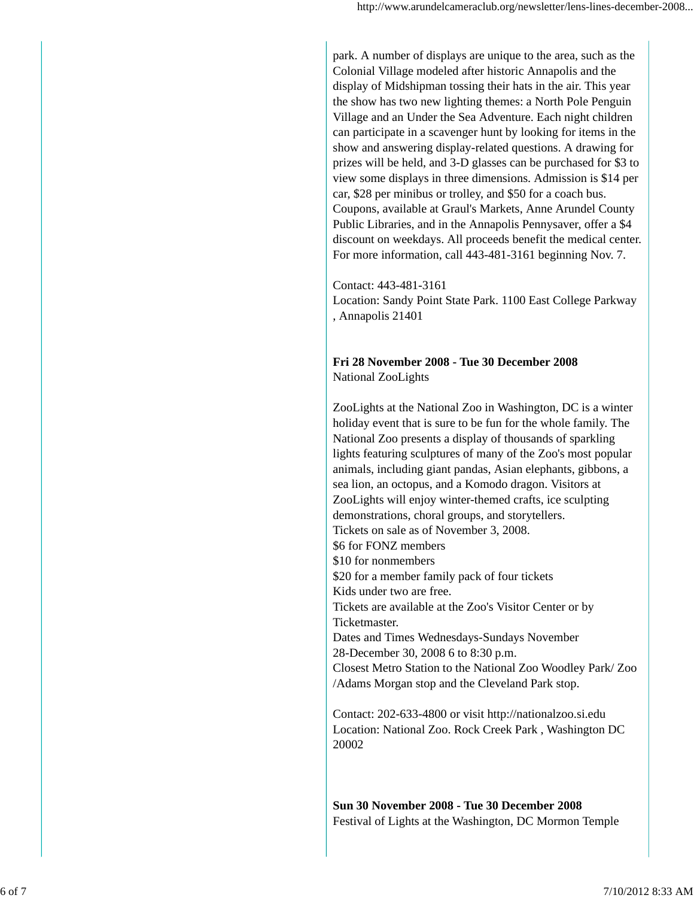park. A number of displays are unique to the area, such as the Colonial Village modeled after historic Annapolis and the display of Midshipman tossing their hats in the air. This year the show has two new lighting themes: a North Pole Penguin Village and an Under the Sea Adventure. Each night children can participate in a scavenger hunt by looking for items in the show and answering display-related questions. A drawing for prizes will be held, and 3-D glasses can be purchased for $3 to view some displays in three dimensions. Admission is $14 per car, $28 per minibus or trolley, and $50 for a coach bus. Coupons, available at Graul's Markets, Anne Arundel County Public Libraries, and in the Annapolis Pennysaver, offer a $4 discount on weekdays. All proceeds benefit the medical center. For more information, call 443-481-3161 beginning Nov. 7.

Contact: 443-481-3161
Location: Sandy Point State Park. 1100 East College Parkway , Annapolis 21401

**Fri 28 November 2008 - Tue 30 December 2008**
National ZooLights

ZooLights at the National Zoo in Washington, DC is a winter holiday event that is sure to be fun for the whole family. The National Zoo presents a display of thousands of sparkling lights featuring sculptures of many of the Zoo's most popular animals, including giant pandas, Asian elephants, gibbons, a sea lion, an octopus, and a Komodo dragon. Visitors at ZooLights will enjoy winter-themed crafts, ice sculpting demonstrations, choral groups, and storytellers.
Tickets on sale as of November 3, 2008.
$6 for FONZ members
$10 for nonmembers
$20 for a member family pack of four tickets
Kids under two are free.
Tickets are available at the Zoo's Visitor Center or by Ticketmaster.
Dates and Times Wednesdays-Sundays November 28-December 30, 2008 6 to 8:30 p.m.
Closest Metro Station to the National Zoo Woodley Park/ Zoo /Adams Morgan stop and the Cleveland Park stop.

Contact: 202-633-4800 or visit http://nationalzoo.si.edu
Location: National Zoo. Rock Creek Park , Washington DC 20002

**Sun 30 November 2008 - Tue 30 December 2008**
Festival of Lights at the Washington, DC Mormon Temple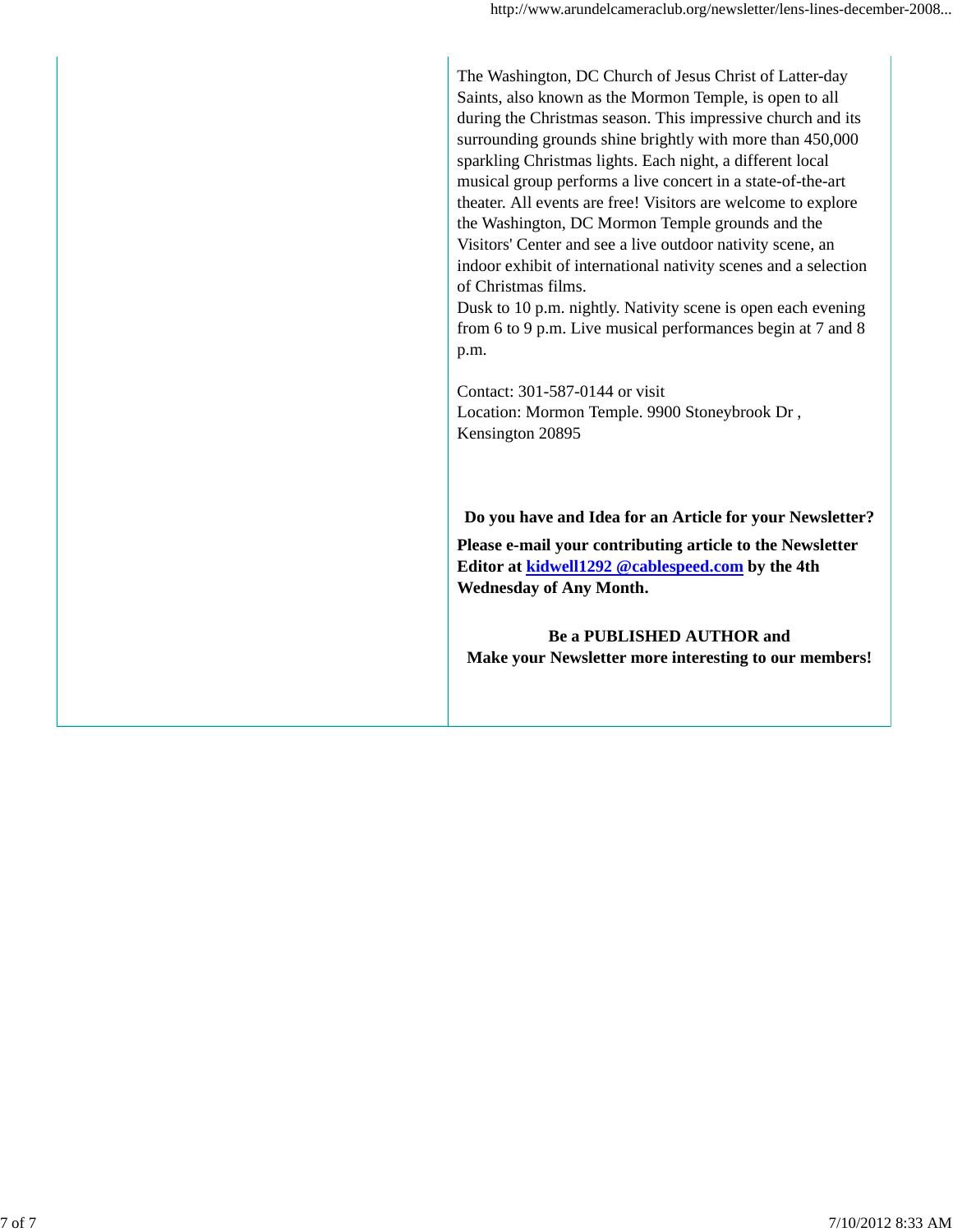The Washington, DC Church of Jesus Christ of Latter-day Saints, also known as the Mormon Temple, is open to all during the Christmas season. This impressive church and its surrounding grounds shine brightly with more than 450,000 sparkling Christmas lights. Each night, a different local musical group performs a live concert in a state-of-the-art theater. All events are free! Visitors are welcome to explore the Washington, DC Mormon Temple grounds and the Visitors' Center and see a live outdoor nativity scene, an indoor exhibit of international nativity scenes and a selection of Christmas films.
Dusk to 10 p.m. nightly. Nativity scene is open each evening from 6 to 9 p.m. Live musical performances begin at 7 and 8 p.m.

Contact: 301-587-0144 or visit
Location: Mormon Temple. 9900 Stoneybrook Dr , Kensington 20895

**Do you have and Idea for an Article for your Newsletter?**

**Please e-mail your contributing article to the Newsletter Editor at kidwell1292 @cablespeed.com by the 4th Wednesday of Any Month.**

**Be a PUBLISHED AUTHOR and**
**Make your Newsletter more interesting to our members!**